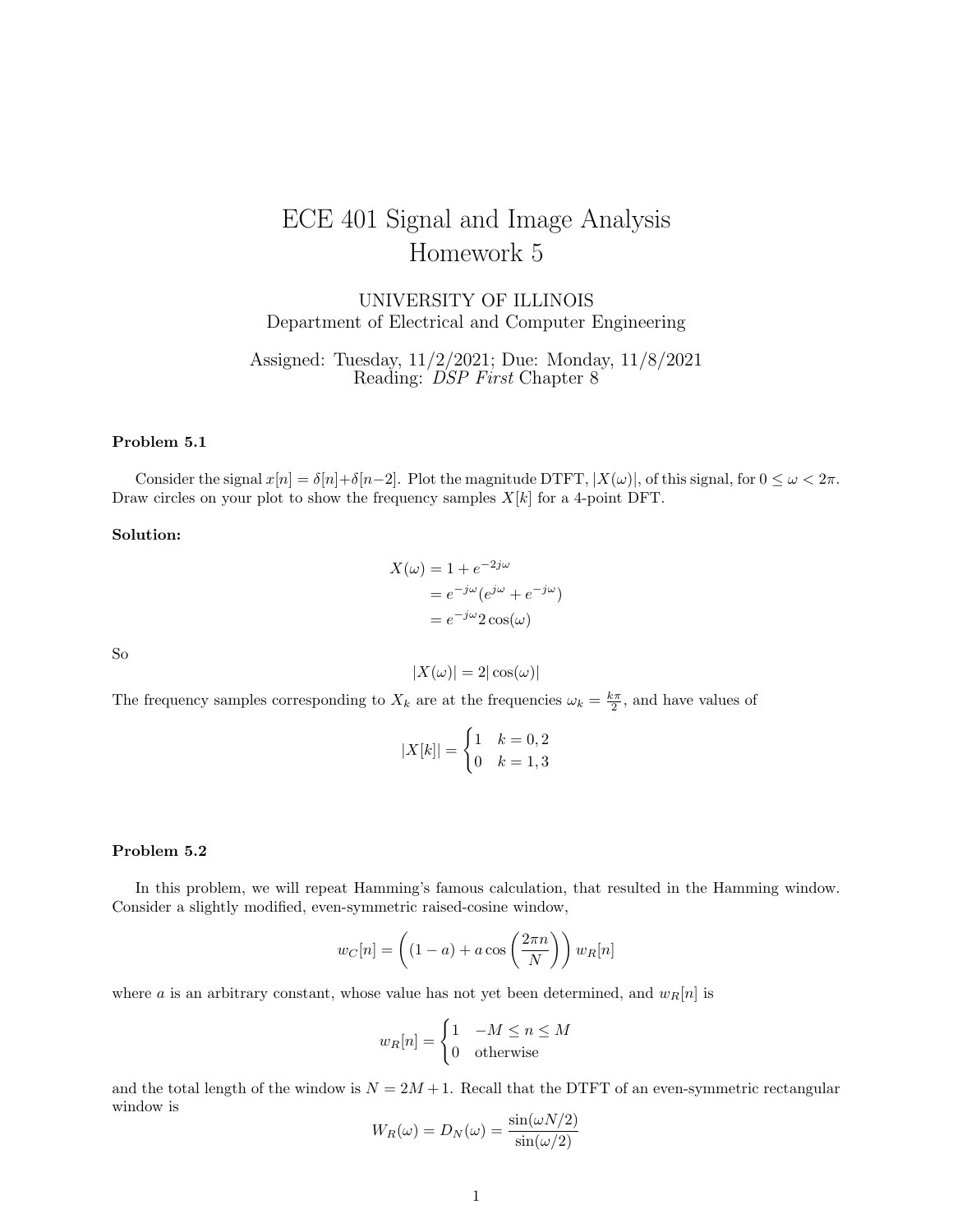# ECE 401 Signal and Image Analysis
# Homework 5

UNIVERSITY OF ILLINOIS
Department of Electrical and Computer Engineering

Assigned: Tuesday, 11/2/2021; Due: Monday, 11/8/2021
Reading: *DSP First* Chapter 8

### Problem 5.1

Consider the signal $x[n] = \delta[n]+\delta[n-2]$. Plot the magnitude DTFT, $|X(\omega)|$, of this signal, for $0 \le \omega < 2\pi$. Draw circles on your plot to show the frequency samples $X[k]$ for a 4-point DFT.

**Solution:**

$$\begin{aligned} X(\omega) &= 1 + e^{-2j\omega} \\ &= e^{-j\omega}(e^{j\omega} + e^{-j\omega}) \\ &= e^{-j\omega} 2\cos(\omega) \end{aligned}$$

So

$$|X(\omega)| = 2|\cos(\omega)|$$

The frequency samples corresponding to $X_k$ are at the frequencies $\omega_k = \frac{k\pi}{2}$, and have values of

$$|X[k]| = \begin{cases} 1 & k = 0, 2 \\ 0 & k = 1, 3 \end{cases}$$

### Problem 5.2

In this problem, we will repeat Hamming's famous calculation, that resulted in the Hamming window. Consider a slightly modified, even-symmetric raised-cosine window,

$$w_C[n] = \left((1-a) + a\cos\left(\frac{2\pi n}{N}\right)\right) w_R[n]$$

where $a$ is an arbitrary constant, whose value has not yet been determined, and $w_R[n]$ is

$$w_R[n] = \begin{cases} 1 & -M \le n \le M \\ 0 & \text{otherwise} \end{cases}$$

and the total length of the window is $N = 2M + 1$. Recall that the DTFT of an even-symmetric rectangular window is

$$W_R(\omega) = D_N(\omega) = \frac{\sin(\omega N/2)}{\sin(\omega/2)}$$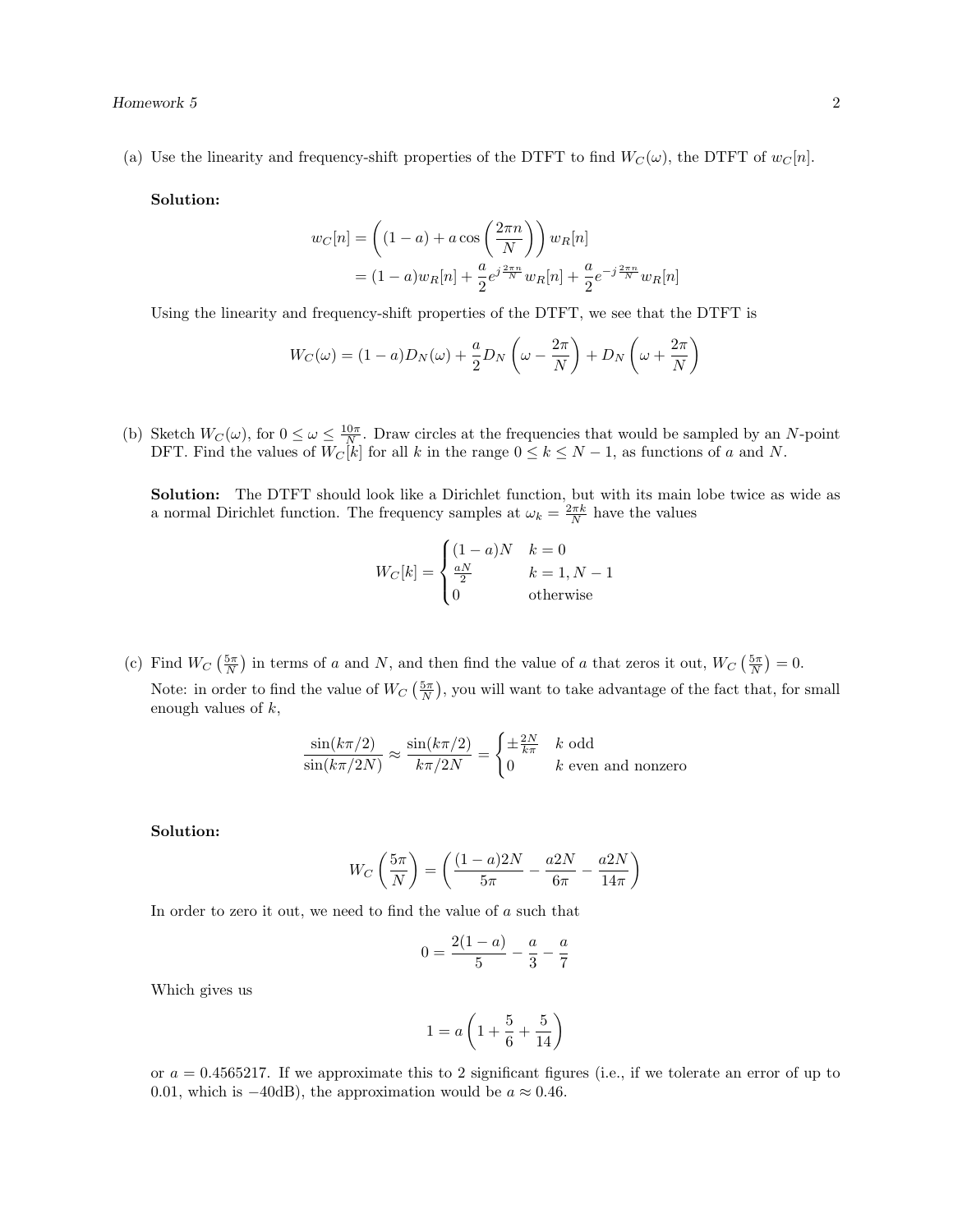(a) Use the linearity and frequency-shift properties of the DTFT to find $W_C(\omega)$, the DTFT of $w_C[n]$.

**Solution:**

$$
\begin{aligned}
w_C[n] &= \left((1-a) + a\cos\left(\frac{2\pi n}{N}\right)\right) w_R[n] \\
&= (1-a)w_R[n] + \frac{a}{2}e^{j\frac{2\pi n}{N}} w_R[n] + \frac{a}{2}e^{-j\frac{2\pi n}{N}} w_R[n]
\end{aligned}
$$

Using the linearity and frequency-shift properties of the DTFT, we see that the DTFT is

$$
W_C(\omega) = (1-a)D_N(\omega) + \frac{a}{2}D_N\left(\omega - \frac{2\pi}{N}\right) + D_N\left(\omega + \frac{2\pi}{N}\right)
$$

(b) Sketch $W_C(\omega)$, for $0 \le \omega \le \frac{10\pi}{N}$. Draw circles at the frequencies that would be sampled by an $N$-point DFT. Find the values of $W_C[k]$ for all $k$ in the range $0 \le k \le N-1$, as functions of $a$ and $N$.

**Solution:** The DTFT should look like a Dirichlet function, but with its main lobe twice as wide as a normal Dirichlet function. The frequency samples at $\omega_k = \frac{2\pi k}{N}$ have the values

$$
W_C[k] = \begin{cases} (1-a)N & k = 0 \\ \frac{aN}{2} & k = 1, N-1 \\ 0 & \text{otherwise} \end{cases}
$$

(c) Find $W_C\left(\frac{5\pi}{N}\right)$ in terms of $a$ and $N$, and then find the value of $a$ that zeros it out, $W_C\left(\frac{5\pi}{N}\right) = 0$.

Note: in order to find the value of $W_C\left(\frac{5\pi}{N}\right)$, you will want to take advantage of the fact that, for small enough values of $k$,

$$
\frac{\sin(k\pi/2)}{\sin(k\pi/2N)} \approx \frac{\sin(k\pi/2)}{k\pi/2N} = \begin{cases} \pm\frac{2N}{k\pi} & k \text{ odd} \\ 0 & k \text{ even and nonzero} \end{cases}
$$

**Solution:**

$$
W_C\left(\frac{5\pi}{N}\right) = \left(\frac{(1-a)2N}{5\pi} - \frac{a2N}{6\pi} - \frac{a2N}{14\pi}\right)
$$

In order to zero it out, we need to find the value of $a$ such that

$$
0 = \frac{2(1-a)}{5} - \frac{a}{3} - \frac{a}{7}
$$

Which gives us

$$
1 = a\left(1 + \frac{5}{6} + \frac{5}{14}\right)
$$

or $a = 0.4565217$. If we approximate this to 2 significant figures (i.e., if we tolerate an error of up to 0.01, which is $-40$dB), the approximation would be $a \approx 0.46$.